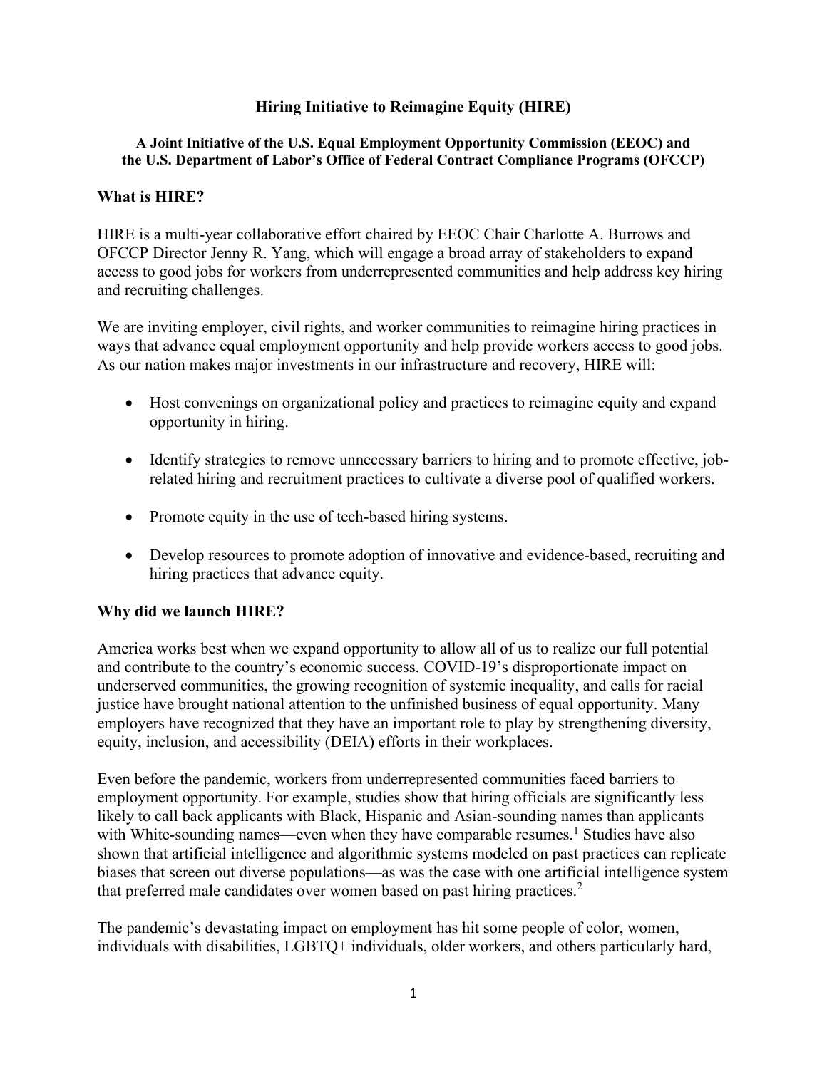# Hiring Initiative to Reimagine Equity (HIRE)

**A Joint Initiative of the U.S. Equal Employment Opportunity Commission (EEOC) and the U.S. Department of Labor's Office of Federal Contract Compliance Programs (OFCCP)**

## What is HIRE?

HIRE is a multi-year collaborative effort chaired by EEOC Chair Charlotte A. Burrows and OFCCP Director Jenny R. Yang, which will engage a broad array of stakeholders to expand access to good jobs for workers from underrepresented communities and help address key hiring and recruiting challenges.

We are inviting employer, civil rights, and worker communities to reimagine hiring practices in ways that advance equal employment opportunity and help provide workers access to good jobs. As our nation makes major investments in our infrastructure and recovery, HIRE will:

- Host convenings on organizational policy and practices to reimagine equity and expand opportunity in hiring.
- Identify strategies to remove unnecessary barriers to hiring and to promote effective, job-related hiring and recruitment practices to cultivate a diverse pool of qualified workers.
- Promote equity in the use of tech-based hiring systems.
- Develop resources to promote adoption of innovative and evidence-based, recruiting and hiring practices that advance equity.

## Why did we launch HIRE?

America works best when we expand opportunity to allow all of us to realize our full potential and contribute to the country's economic success. COVID-19's disproportionate impact on underserved communities, the growing recognition of systemic inequality, and calls for racial justice have brought national attention to the unfinished business of equal opportunity. Many employers have recognized that they have an important role to play by strengthening diversity, equity, inclusion, and accessibility (DEIA) efforts in their workplaces.

Even before the pandemic, workers from underrepresented communities faced barriers to employment opportunity. For example, studies show that hiring officials are significantly less likely to call back applicants with Black, Hispanic and Asian-sounding names than applicants with White-sounding names—even when they have comparable resumes.[1] Studies have also shown that artificial intelligence and algorithmic systems modeled on past practices can replicate biases that screen out diverse populations—as was the case with one artificial intelligence system that preferred male candidates over women based on past hiring practices.[2]

The pandemic's devastating impact on employment has hit some people of color, women, individuals with disabilities, LGBTQ+ individuals, older workers, and others particularly hard,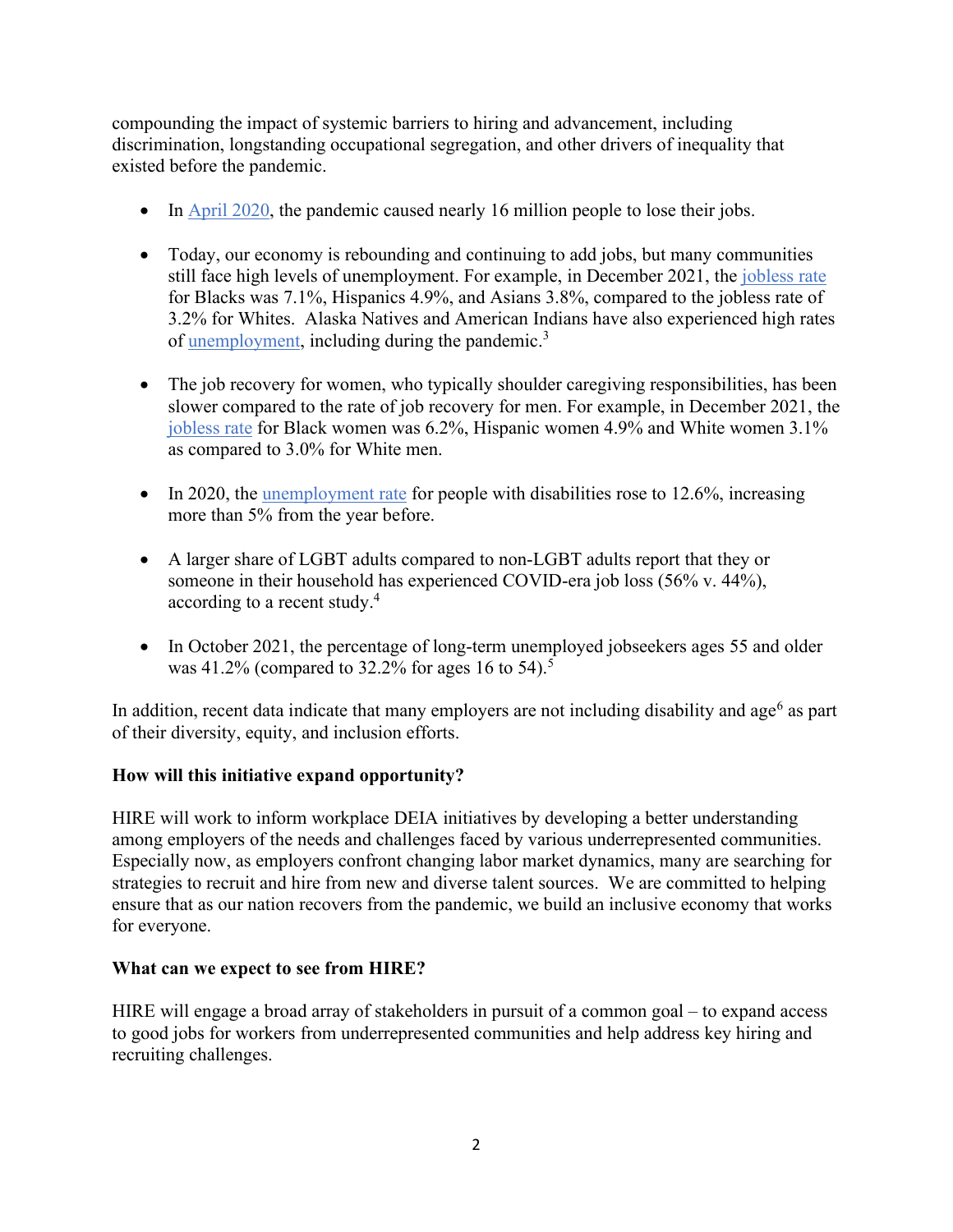compounding the impact of systemic barriers to hiring and advancement, including discrimination, longstanding occupational segregation, and other drivers of inequality that existed before the pandemic.

- In April 2020, the pandemic caused nearly 16 million people to lose their jobs.

- Today, our economy is rebounding and continuing to add jobs, but many communities still face high levels of unemployment. For example, in December 2021, the jobless rate for Blacks was 7.1%, Hispanics 4.9%, and Asians 3.8%, compared to the jobless rate of 3.2% for Whites. Alaska Natives and American Indians have also experienced high rates of unemployment, including during the pandemic.[3]

- The job recovery for women, who typically shoulder caregiving responsibilities, has been slower compared to the rate of job recovery for men. For example, in December 2021, the jobless rate for Black women was 6.2%, Hispanic women 4.9% and White women 3.1% as compared to 3.0% for White men.

- In 2020, the unemployment rate for people with disabilities rose to 12.6%, increasing more than 5% from the year before.

- A larger share of LGBT adults compared to non-LGBT adults report that they or someone in their household has experienced COVID-era job loss (56% v. 44%), according to a recent study.[4]

- In October 2021, the percentage of long-term unemployed jobseekers ages 55 and older was 41.2% (compared to 32.2% for ages 16 to 54).[5]

In addition, recent data indicate that many employers are not including disability and age[6] as part of their diversity, equity, and inclusion efforts.

**How will this initiative expand opportunity?**

HIRE will work to inform workplace DEIA initiatives by developing a better understanding among employers of the needs and challenges faced by various underrepresented communities. Especially now, as employers confront changing labor market dynamics, many are searching for strategies to recruit and hire from new and diverse talent sources. We are committed to helping ensure that as our nation recovers from the pandemic, we build an inclusive economy that works for everyone.

**What can we expect to see from HIRE?**

HIRE will engage a broad array of stakeholders in pursuit of a common goal – to expand access to good jobs for workers from underrepresented communities and help address key hiring and recruiting challenges.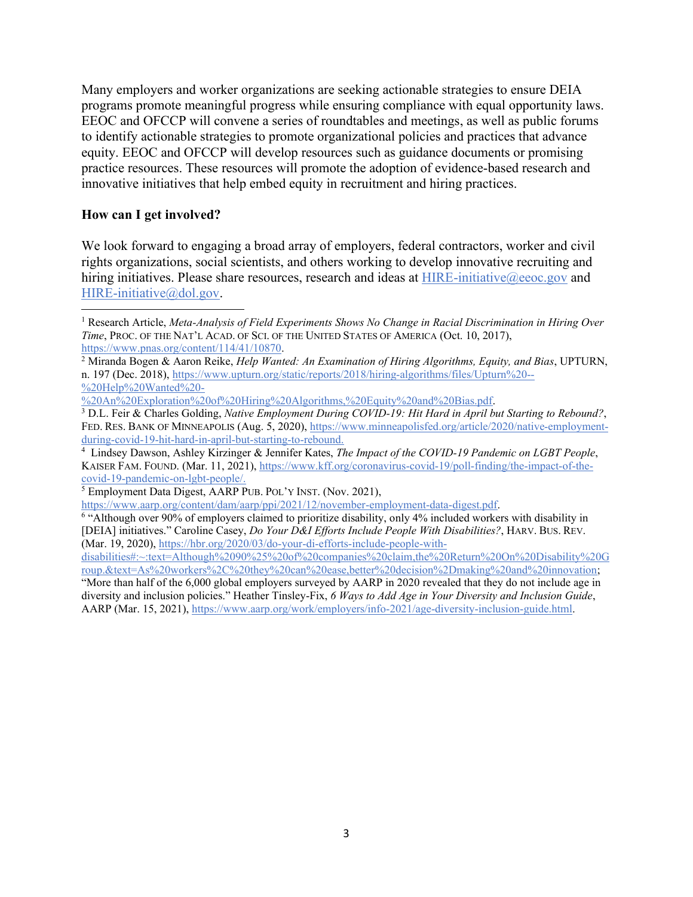Many employers and worker organizations are seeking actionable strategies to ensure DEIA programs promote meaningful progress while ensuring compliance with equal opportunity laws. EEOC and OFCCP will convene a series of roundtables and meetings, as well as public forums to identify actionable strategies to promote organizational policies and practices that advance equity. EEOC and OFCCP will develop resources such as guidance documents or promising practice resources. These resources will promote the adoption of evidence-based research and innovative initiatives that help embed equity in recruitment and hiring practices.

**How can I get involved?**

We look forward to engaging a broad array of employers, federal contractors, worker and civil rights organizations, social scientists, and others working to develop innovative recruiting and hiring initiatives. Please share resources, research and ideas at HIRE-initiative@eeoc.gov and HIRE-initiative@dol.gov.

---

[1] Research Article, *Meta-Analysis of Field Experiments Shows No Change in Racial Discrimination in Hiring Over Time*, PROC. OF THE NAT'L ACAD. OF SCI. OF THE UNITED STATES OF AMERICA (Oct. 10, 2017), https://www.pnas.org/content/114/41/10870.

[2] Miranda Bogen & Aaron Reike, *Help Wanted: An Examination of Hiring Algorithms, Equity, and Bias*, UPTURN, n. 197 (Dec. 2018), https://www.upturn.org/static/reports/2018/hiring-algorithms/files/Upturn%20--%20Help%20Wanted%20-%20An%20Exploration%20of%20Hiring%20Algorithms,%20Equity%20and%20Bias.pdf.

[3] D.L. Feir & Charles Golding, *Native Employment During COVID-19: Hit Hard in April but Starting to Rebound?*, FED. RES. BANK OF MINNEAPOLIS (Aug. 5, 2020), https://www.minneapolisfed.org/article/2020/native-employment-during-covid-19-hit-hard-in-april-but-starting-to-rebound.

[4] Lindsey Dawson, Ashley Kirzinger & Jennifer Kates, *The Impact of the COVID-19 Pandemic on LGBT People*, KAISER FAM. FOUND. (Mar. 11, 2021), https://www.kff.org/coronavirus-covid-19/poll-finding/the-impact-of-the-covid-19-pandemic-on-lgbt-people/.

[5] Employment Data Digest, AARP PUB. POL'Y INST. (Nov. 2021), https://www.aarp.org/content/dam/aarp/ppi/2021/12/november-employment-data-digest.pdf.

[6] "Although over 90% of employers claimed to prioritize disability, only 4% included workers with disability in [DEIA] initiatives." Caroline Casey, *Do Your D&I Efforts Include People With Disabilities?*, HARV. BUS. REV. (Mar. 19, 2020), https://hbr.org/2020/03/do-your-di-efforts-include-people-with-disabilities#:~:text=Although%2090%25%20of%20companies%20claim,the%20Return%20On%20Disability%20Group.&text=As%20workers%2C%20they%20can%20ease,better%20decision%2Dmaking%20and%20innovation; "More than half of the 6,000 global employers surveyed by AARP in 2020 revealed that they do not include age in diversity and inclusion policies." Heather Tinsley-Fix, *6 Ways to Add Age in Your Diversity and Inclusion Guide*, AARP (Mar. 15, 2021), https://www.aarp.org/work/employers/info-2021/age-diversity-inclusion-guide.html.